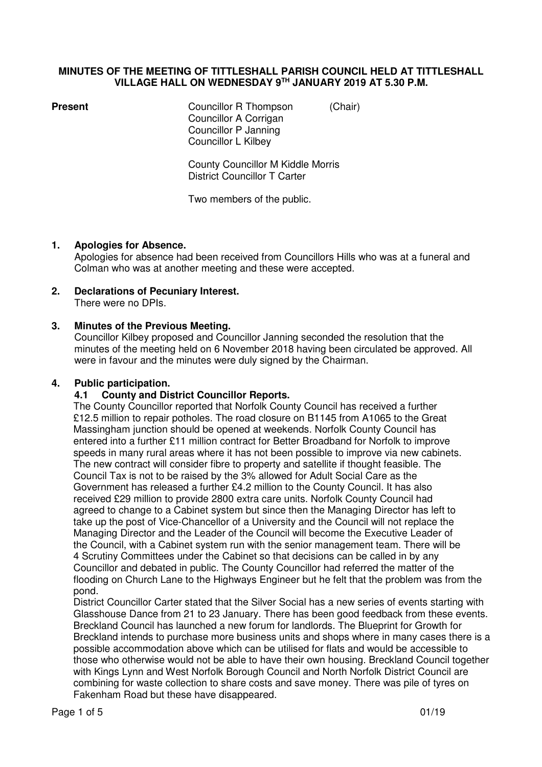# MINUTES OF THE MEETING OF TITTLESHALL PARISH COUNCIL HELD AT TITTLESHALL VILLAGE HALL ON WEDNESDAY 9TH JANUARY 2019 AT 5.30 P.M.

**Present**

Councillor R Thompson (Chair)
Councillor A Corrigan
Councillor P Janning
Councillor L Kilbey

County Councillor M Kiddle Morris
District Councillor T Carter

Two members of the public.

## 1. Apologies for Absence.

Apologies for absence had been received from Councillors Hills who was at a funeral and Colman who was at another meeting and these were accepted.

## 2. Declarations of Pecuniary Interest.

There were no DPIs.

## 3. Minutes of the Previous Meeting.

Councillor Kilbey proposed and Councillor Janning seconded the resolution that the minutes of the meeting held on 6 November 2018 having been circulated be approved. All were in favour and the minutes were duly signed by the Chairman.

## 4. Public participation.

### 4.1 County and District Councillor Reports.

The County Councillor reported that Norfolk County Council has received a further £12.5 million to repair potholes. The road closure on B1145 from A1065 to the Great Massingham junction should be opened at weekends. Norfolk County Council has entered into a further £11 million contract for Better Broadband for Norfolk to improve speeds in many rural areas where it has not been possible to improve via new cabinets. The new contract will consider fibre to property and satellite if thought feasible. The Council Tax is not to be raised by the 3% allowed for Adult Social Care as the Government has released a further £4.2 million to the County Council. It has also received £29 million to provide 2800 extra care units. Norfolk County Council had agreed to change to a Cabinet system but since then the Managing Director has left to take up the post of Vice-Chancellor of a University and the Council will not replace the Managing Director and the Leader of the Council will become the Executive Leader of the Council, with a Cabinet system run with the senior management team. There will be 4 Scrutiny Committees under the Cabinet so that decisions can be called in by any Councillor and debated in public. The County Councillor had referred the matter of the flooding on Church Lane to the Highways Engineer but he felt that the problem was from the pond.

District Councillor Carter stated that the Silver Social has a new series of events starting with Glasshouse Dance from 21 to 23 January. There has been good feedback from these events. Breckland Council has launched a new forum for landlords. The Blueprint for Growth for Breckland intends to purchase more business units and shops where in many cases there is a possible accommodation above which can be utilised for flats and would be accessible to those who otherwise would not be able to have their own housing. Breckland Council together with Kings Lynn and West Norfolk Borough Council and North Norfolk District Council are combining for waste collection to share costs and save money. There was pile of tyres on Fakenham Road but these have disappeared.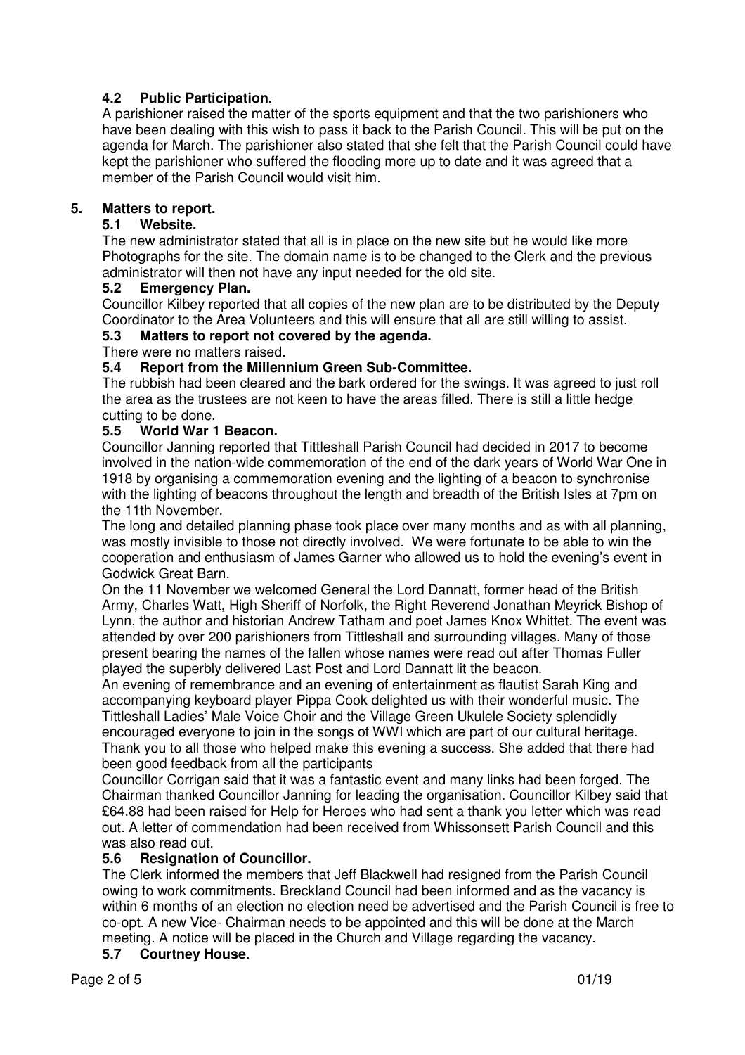### 4.2 Public Participation.

A parishioner raised the matter of the sports equipment and that the two parishioners who have been dealing with this wish to pass it back to the Parish Council. This will be put on the agenda for March. The parishioner also stated that she felt that the Parish Council could have kept the parishioner who suffered the flooding more up to date and it was agreed that a member of the Parish Council would visit him.

## 5. Matters to report.

### 5.1 Website.

The new administrator stated that all is in place on the new site but he would like more Photographs for the site. The domain name is to be changed to the Clerk and the previous administrator will then not have any input needed for the old site.

### 5.2 Emergency Plan.

Councillor Kilbey reported that all copies of the new plan are to be distributed by the Deputy Coordinator to the Area Volunteers and this will ensure that all are still willing to assist.

### 5.3 Matters to report not covered by the agenda.

There were no matters raised.

### 5.4 Report from the Millennium Green Sub-Committee.

The rubbish had been cleared and the bark ordered for the swings. It was agreed to just roll the area as the trustees are not keen to have the areas filled. There is still a little hedge cutting to be done.

### 5.5 World War 1 Beacon.

Councillor Janning reported that Tittleshall Parish Council had decided in 2017 to become involved in the nation-wide commemoration of the end of the dark years of World War One in 1918 by organising a commemoration evening and the lighting of a beacon to synchronise with the lighting of beacons throughout the length and breadth of the British Isles at 7pm on the 11th November.

The long and detailed planning phase took place over many months and as with all planning, was mostly invisible to those not directly involved. We were fortunate to be able to win the cooperation and enthusiasm of James Garner who allowed us to hold the evening's event in Godwick Great Barn.

On the 11 November we welcomed General the Lord Dannatt, former head of the British Army, Charles Watt, High Sheriff of Norfolk, the Right Reverend Jonathan Meyrick Bishop of Lynn, the author and historian Andrew Tatham and poet James Knox Whittet. The event was attended by over 200 parishioners from Tittleshall and surrounding villages. Many of those present bearing the names of the fallen whose names were read out after Thomas Fuller played the superbly delivered Last Post and Lord Dannatt lit the beacon.

An evening of remembrance and an evening of entertainment as flautist Sarah King and accompanying keyboard player Pippa Cook delighted us with their wonderful music. The Tittleshall Ladies' Male Voice Choir and the Village Green Ukulele Society splendidly encouraged everyone to join in the songs of WWI which are part of our cultural heritage. Thank you to all those who helped make this evening a success. She added that there had been good feedback from all the participants

Councillor Corrigan said that it was a fantastic event and many links had been forged. The Chairman thanked Councillor Janning for leading the organisation. Councillor Kilbey said that £64.88 had been raised for Help for Heroes who had sent a thank you letter which was read out. A letter of commendation had been received from Whissonsett Parish Council and this was also read out.

### 5.6 Resignation of Councillor.

The Clerk informed the members that Jeff Blackwell had resigned from the Parish Council owing to work commitments. Breckland Council had been informed and as the vacancy is within 6 months of an election no election need be advertised and the Parish Council is free to co-opt. A new Vice- Chairman needs to be appointed and this will be done at the March meeting. A notice will be placed in the Church and Village regarding the vacancy.

### 5.7 Courtney House.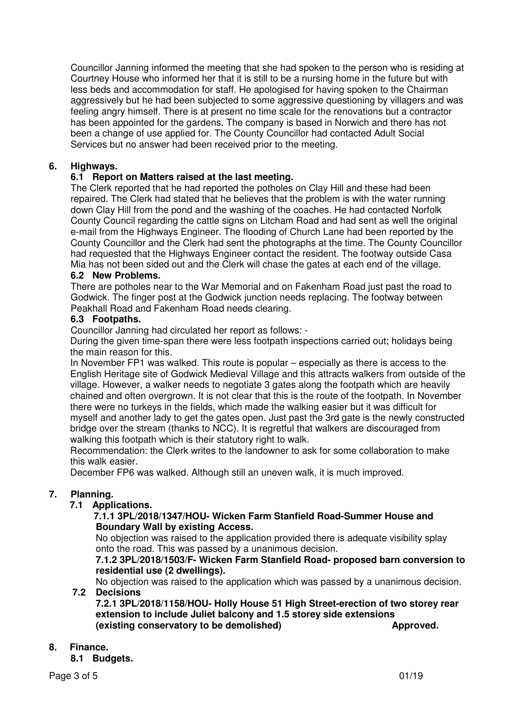Councillor Janning informed the meeting that she had spoken to the person who is residing at Courtney House who informed her that it is still to be a nursing home in the future but with less beds and accommodation for staff. He apologised for having spoken to the Chairman aggressively but he had been subjected to some aggressive questioning by villagers and was feeling angry himself. There is at present no time scale for the renovations but a contractor has been appointed for the gardens. The company is based in Norwich and there has not been a change of use applied for. The County Councillor had contacted Adult Social Services but no answer had been received prior to the meeting.

## 6. Highways.

### 6.1 Report on Matters raised at the last meeting.

The Clerk reported that he had reported the potholes on Clay Hill and these had been repaired. The Clerk had stated that he believes that the problem is with the water running down Clay Hill from the pond and the washing of the coaches. He had contacted Norfolk County Council regarding the cattle signs on Litcham Road and had sent as well the original e-mail from the Highways Engineer. The flooding of Church Lane had been reported by the County Councillor and the Clerk had sent the photographs at the time. The County Councillor had requested that the Highways Engineer contact the resident. The footway outside Casa Mia has not been sided out and the Clerk will chase the gates at each end of the village.

### 6.2 New Problems.

There are potholes near to the War Memorial and on Fakenham Road just past the road to Godwick. The finger post at the Godwick junction needs replacing. The footway between Peakhall Road and Fakenham Road needs clearing.

### 6.3 Footpaths.

Councillor Janning had circulated her report as follows: -

During the given time-span there were less footpath inspections carried out; holidays being the main reason for this.

In November FP1 was walked. This route is popular – especially as there is access to the English Heritage site of Godwick Medieval Village and this attracts walkers from outside of the village. However, a walker needs to negotiate 3 gates along the footpath which are heavily chained and often overgrown. It is not clear that this is the route of the footpath. In November there were no turkeys in the fields, which made the walking easier but it was difficult for myself and another lady to get the gates open. Just past the 3rd gate is the newly constructed bridge over the stream (thanks to NCC). It is regretful that walkers are discouraged from walking this footpath which is their statutory right to walk.

Recommendation: the Clerk writes to the landowner to ask for some collaboration to make this walk easier.

December FP6 was walked. Although still an uneven walk, it is much improved.

## 7. Planning.

### 7.1 Applications.

**7.1.1 3PL/2018/1347/HOU- Wicken Farm Stanfield Road-Summer House and Boundary Wall by existing Access.**

No objection was raised to the application provided there is adequate visibility splay onto the road. This was passed by a unanimous decision.

**7.1.2 3PL/2018/1503/F- Wicken Farm Stanfield Road- proposed barn conversion to residential use (2 dwellings).**

No objection was raised to the application which was passed by a unanimous decision.

### 7.2 Decisions

**7.2.1 3PL/2018/1158/HOU- Holly House 51 High Street-erection of two storey rear extension to include Juliet balcony and 1.5 storey side extensions (existing conservatory to be demolished) Approved.**

## 8. Finance.

### 8.1 Budgets.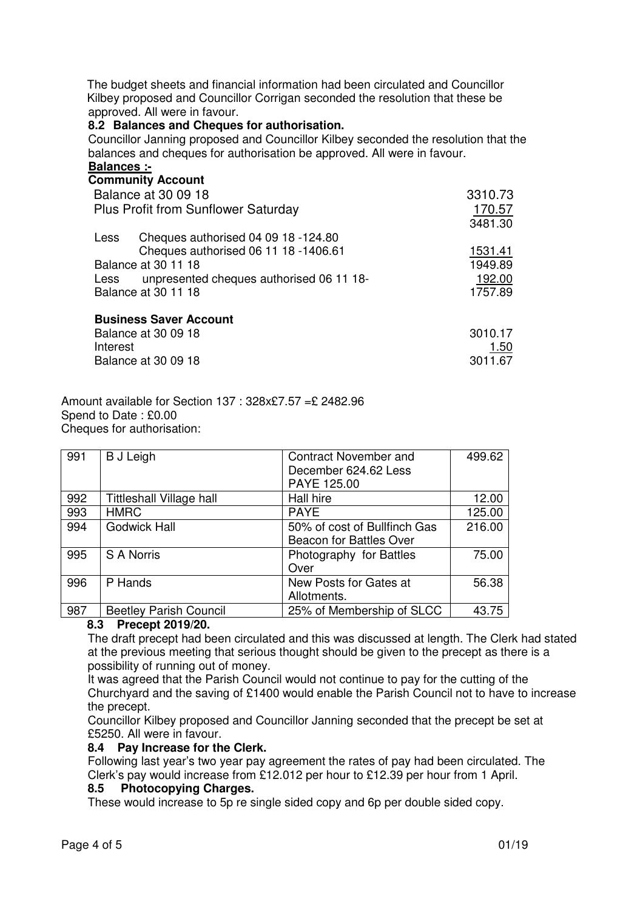The budget sheets and financial information had been circulated and Councillor Kilbey proposed and Councillor Corrigan seconded the resolution that these be approved. All were in favour.

**8.2 Balances and Cheques for authorisation.**

Councillor Janning proposed and Councillor Kilbey seconded the resolution that the balances and cheques for authorisation be approved. All were in favour.

**Balances :-**

**Community Account**

| | |
|---|---|
| Balance at 30 09 18 | 3310.73 |
| Plus Profit from Sunflower Saturday | 170.57 |
| | 3481.30 |
| Less Cheques authorised 04 09 18 -124.80 | |
| Cheques authorised 06 11 18 -1406.61 | 1531.41 |
| Balance at 30 11 18 | 1949.89 |
| Less unpresented cheques authorised 06 11 18- | 192.00 |
| Balance at 30 11 18 | 1757.89 |

**Business Saver Account**

| | |
|---|---|
| Balance at 30 09 18 | 3010.17 |
| Interest | 1.50 |
| Balance at 30 09 18 | 3011.67 |

Amount available for Section 137 : 328x£7.57 =£ 2482.96
Spend to Date : £0.00
Cheques for authorisation:

| | | | |
|---|---|---|---|
| 991 | B J Leigh | Contract November and December 624.62 Less PAYE 125.00 | 499.62 |
| 992 | Tittleshall Village hall | Hall hire | 12.00 |
| 993 | HMRC | PAYE | 125.00 |
| 994 | Godwick Hall | 50% of cost of Bullfinch Gas Beacon for Battles Over | 216.00 |
| 995 | S A Norris | Photography for Battles Over | 75.00 |
| 996 | P Hands | New Posts for Gates at Allotments. | 56.38 |
| 987 | Beetley Parish Council | 25% of Membership of SLCC | 43.75 |

**8.3 Precept 2019/20.**

The draft precept had been circulated and this was discussed at length. The Clerk had stated at the previous meeting that serious thought should be given to the precept as there is a possibility of running out of money.

It was agreed that the Parish Council would not continue to pay for the cutting of the Churchyard and the saving of £1400 would enable the Parish Council not to have to increase the precept.

Councillor Kilbey proposed and Councillor Janning seconded that the precept be set at £5250. All were in favour.

**8.4 Pay Increase for the Clerk.**

Following last year's two year pay agreement the rates of pay had been circulated. The Clerk's pay would increase from £12.012 per hour to £12.39 per hour from 1 April.

**8.5 Photocopying Charges.**

These would increase to 5p re single sided copy and 6p per double sided copy.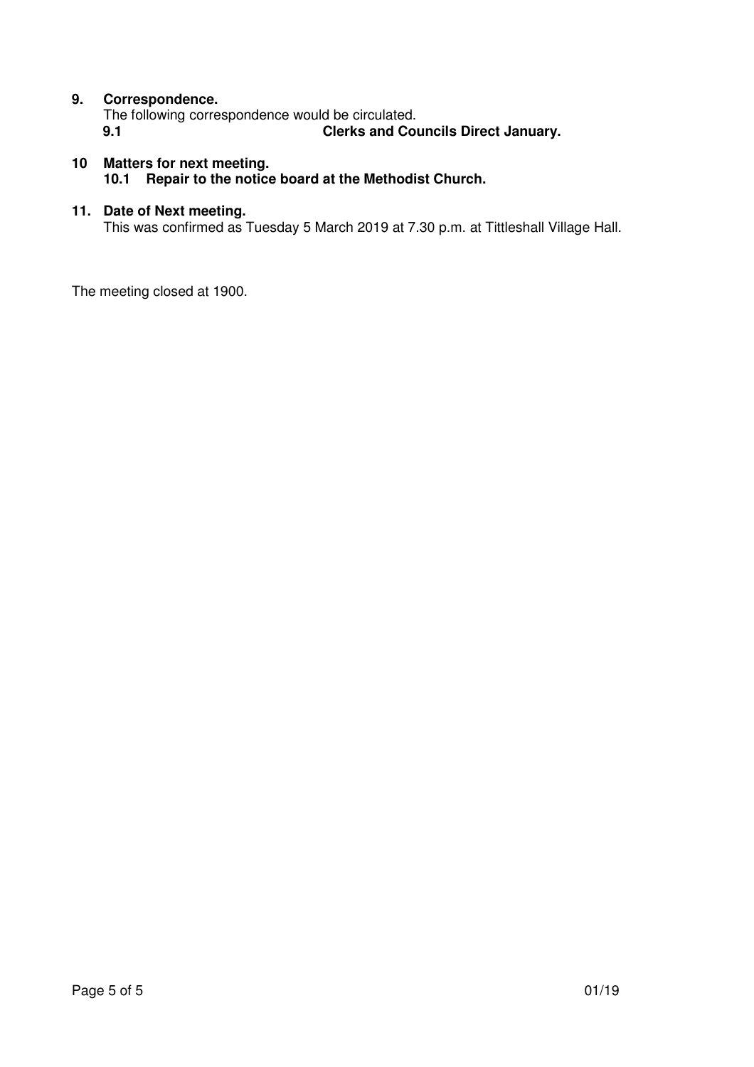**9. Correspondence.**

The following correspondence would be circulated.

**9.1 Clerks and Councils Direct January.**

**10 Matters for next meeting.**

**10.1 Repair to the notice board at the Methodist Church.**

**11. Date of Next meeting.**

This was confirmed as Tuesday 5 March 2019 at 7.30 p.m. at Tittleshall Village Hall.

The meeting closed at 1900.